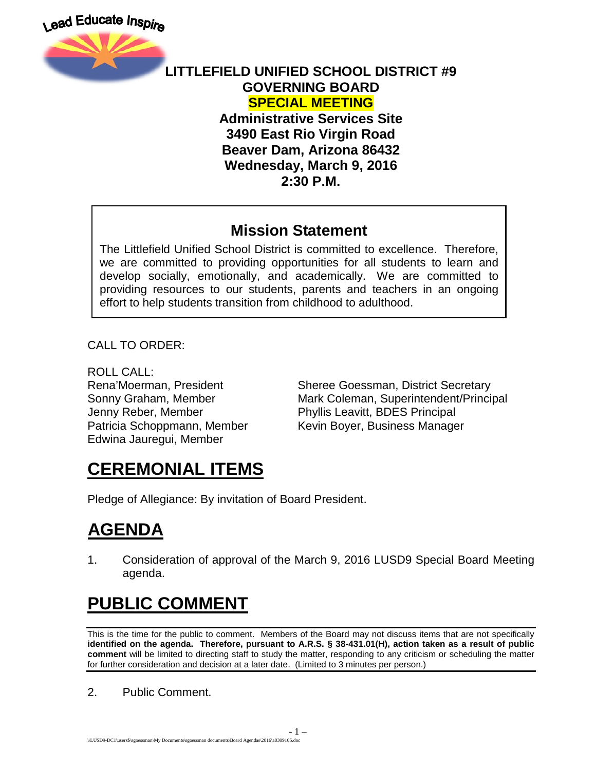Lead Educate Inspire

# LITTLEFIELD UNIFIED SCHOOL DISTRICT #9
# GOVERNING BOARD
# SPECIAL MEETING

**Administrative Services Site**
**3490 East Rio Virgin Road**
**Beaver Dam, Arizona 86432**
**Wednesday, March 9, 2016**
**2:30 P.M.**

## Mission Statement

The Littlefield Unified School District is committed to excellence. Therefore, we are committed to providing opportunities for all students to learn and develop socially, emotionally, and academically. We are committed to providing resources to our students, parents and teachers in an ongoing effort to help students transition from childhood to adulthood.

CALL TO ORDER:

ROLL CALL:

Rena'Moerman, President
Sonny Graham, Member
Jenny Reber, Member
Patricia Schoppmann, Member
Edwina Jauregui, Member

Sheree Goessman, District Secretary
Mark Coleman, Superintendent/Principal
Phyllis Leavitt, BDES Principal
Kevin Boyer, Business Manager

# CEREMONIAL ITEMS

Pledge of Allegiance: By invitation of Board President.

# AGENDA

1. Consideration of approval of the March 9, 2016 LUSD9 Special Board Meeting agenda.

# PUBLIC COMMENT

This is the time for the public to comment. Members of the Board may not discuss items that are not specifically **identified on the agenda. Therefore, pursuant to A.R.S. § 38-431.01(H), action taken as a result of public comment** will be limited to directing staff to study the matter, responding to any criticism or scheduling the matter for further consideration and decision at a later date. (Limited to 3 minutes per person.)

2. Public Comment.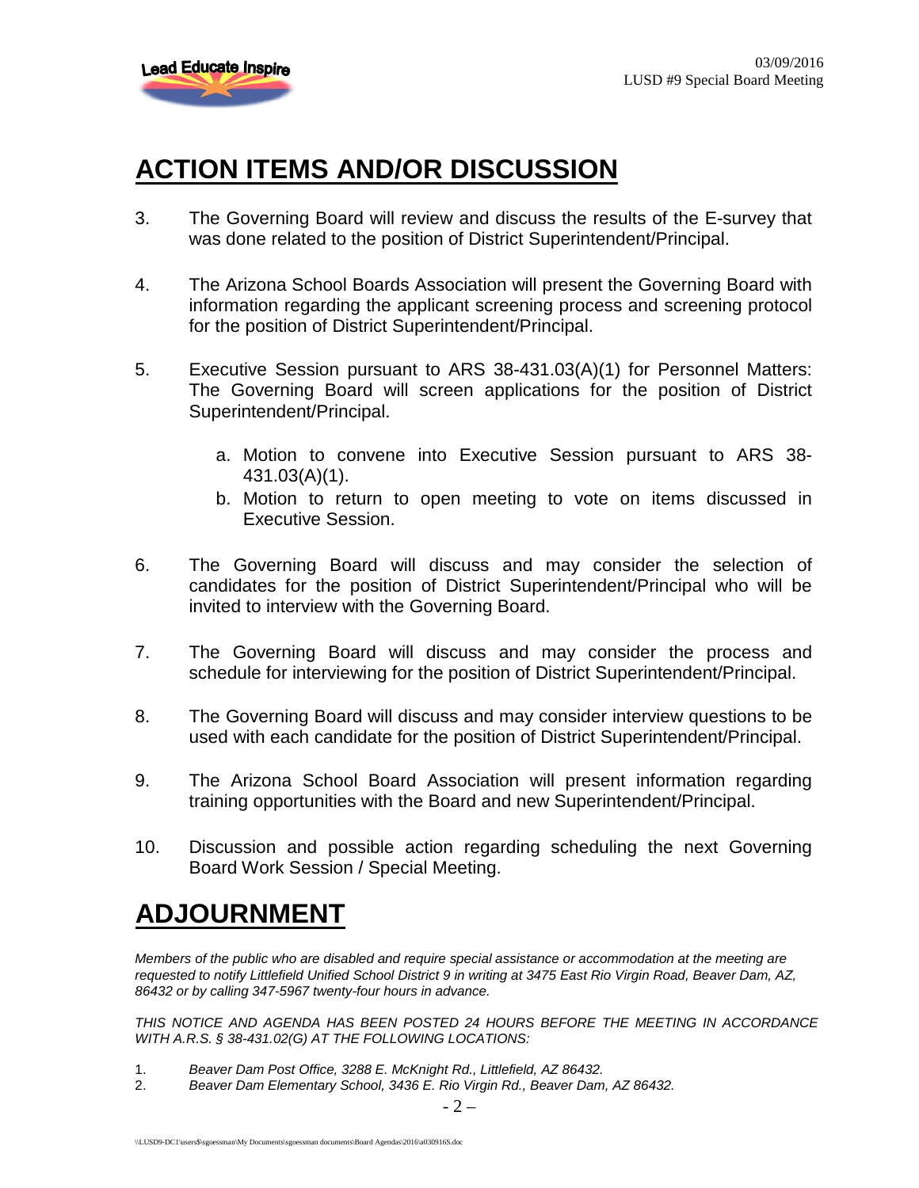## ACTION ITEMS AND/OR DISCUSSION

3. The Governing Board will review and discuss the results of the E-survey that was done related to the position of District Superintendent/Principal.

4. The Arizona School Boards Association will present the Governing Board with information regarding the applicant screening process and screening protocol for the position of District Superintendent/Principal.

5. Executive Session pursuant to ARS 38-431.03(A)(1) for Personnel Matters: The Governing Board will screen applications for the position of District Superintendent/Principal.

   a. Motion to convene into Executive Session pursuant to ARS 38-431.03(A)(1).
   b. Motion to return to open meeting to vote on items discussed in Executive Session.

6. The Governing Board will discuss and may consider the selection of candidates for the position of District Superintendent/Principal who will be invited to interview with the Governing Board.

7. The Governing Board will discuss and may consider the process and schedule for interviewing for the position of District Superintendent/Principal.

8. The Governing Board will discuss and may consider interview questions to be used with each candidate for the position of District Superintendent/Principal.

9. The Arizona School Board Association will present information regarding training opportunities with the Board and new Superintendent/Principal.

10. Discussion and possible action regarding scheduling the next Governing Board Work Session / Special Meeting.

## ADJOURNMENT

*Members of the public who are disabled and require special assistance or accommodation at the meeting are requested to notify Littlefield Unified School District 9 in writing at 3475 East Rio Virgin Road, Beaver Dam, AZ, 86432 or by calling 347-5967 twenty-four hours in advance.*

*THIS NOTICE AND AGENDA HAS BEEN POSTED 24 HOURS BEFORE THE MEETING IN ACCORDANCE WITH A.R.S. § 38-431.02(G) AT THE FOLLOWING LOCATIONS:*

1. *Beaver Dam Post Office, 3288 E. McKnight Rd., Littlefield, AZ 86432.*
2. *Beaver Dam Elementary School, 3436 E. Rio Virgin Rd., Beaver Dam, AZ 86432.*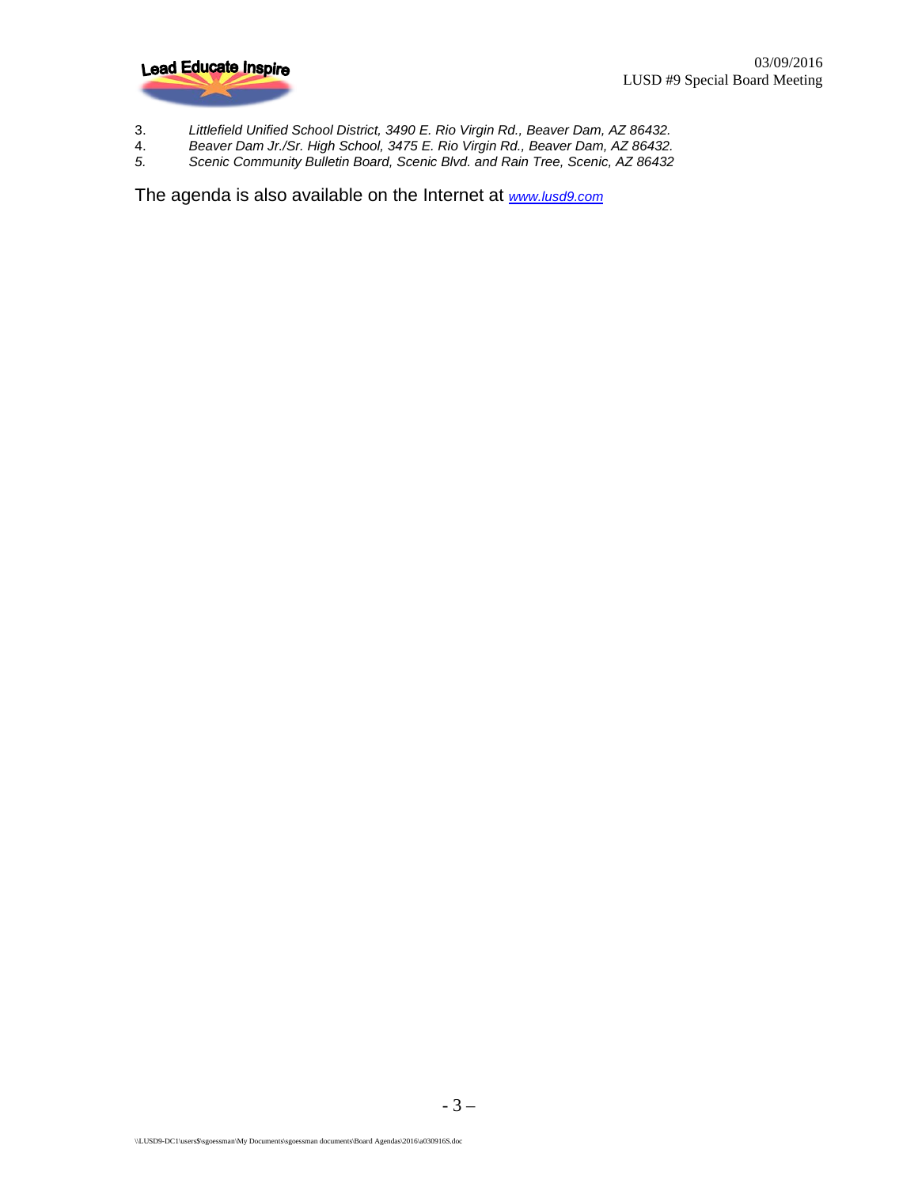3. *Littlefield Unified School District, 3490 E. Rio Virgin Rd., Beaver Dam, AZ 86432.*
4. *Beaver Dam Jr./Sr. High School, 3475 E. Rio Virgin Rd., Beaver Dam, AZ 86432.*
5. *Scenic Community Bulletin Board, Scenic Blvd. and Rain Tree, Scenic, AZ 86432*

The agenda is also available on the Internet at [*www.lusd9.com*](http://www.lusd9.com)

\\LUSD9-DC1\users$\sgoessman\My Documents\sgoessman documents\Board Agendas\2016\a030916S.doc